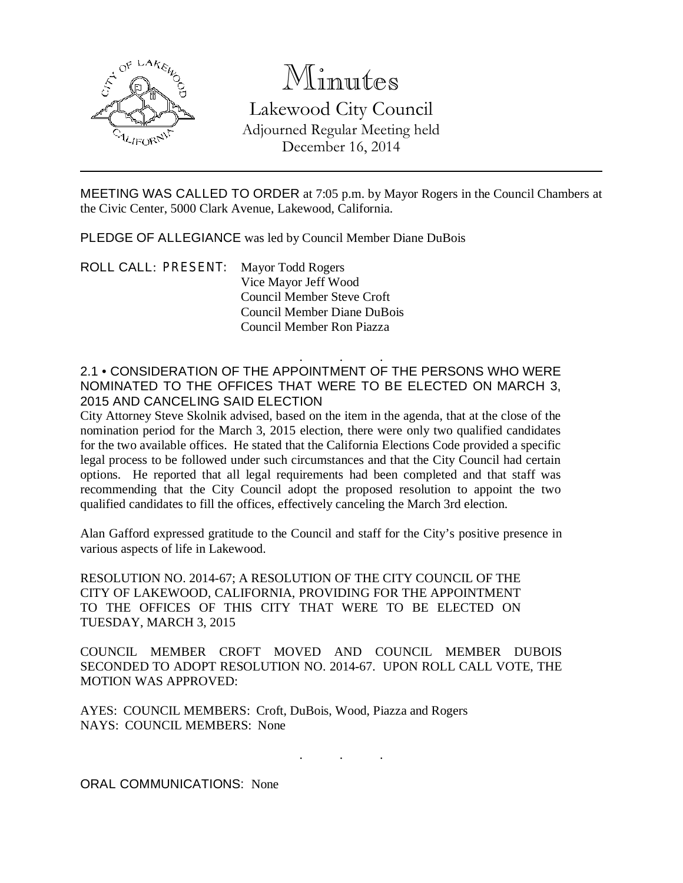# Minutes

## Lakewood City Council

Adjourned Regular Meeting held
December 16, 2014

---

MEETING WAS CALLED TO ORDER at 7:05 p.m. by Mayor Rogers in the Council Chambers at the Civic Center, 5000 Clark Avenue, Lakewood, California.

PLEDGE OF ALLEGIANCE was led by Council Member Diane DuBois

ROLL CALL: PRESENT: Mayor Todd Rogers
Vice Mayor Jeff Wood
Council Member Steve Croft
Council Member Diane DuBois
Council Member Ron Piazza

. . .

2.1 • CONSIDERATION OF THE APPOINTMENT OF THE PERSONS WHO WERE NOMINATED TO THE OFFICES THAT WERE TO BE ELECTED ON MARCH 3, 2015 AND CANCELING SAID ELECTION

City Attorney Steve Skolnik advised, based on the item in the agenda, that at the close of the nomination period for the March 3, 2015 election, there were only two qualified candidates for the two available offices. He stated that the California Elections Code provided a specific legal process to be followed under such circumstances and that the City Council had certain options. He reported that all legal requirements had been completed and that staff was recommending that the City Council adopt the proposed resolution to appoint the two qualified candidates to fill the offices, effectively canceling the March 3rd election.

Alan Gafford expressed gratitude to the Council and staff for the City's positive presence in various aspects of life in Lakewood.

RESOLUTION NO. 2014-67; A RESOLUTION OF THE CITY COUNCIL OF THE CITY OF LAKEWOOD, CALIFORNIA, PROVIDING FOR THE APPOINTMENT TO THE OFFICES OF THIS CITY THAT WERE TO BE ELECTED ON TUESDAY, MARCH 3, 2015

COUNCIL MEMBER CROFT MOVED AND COUNCIL MEMBER DUBOIS SECONDED TO ADOPT RESOLUTION NO. 2014-67. UPON ROLL CALL VOTE, THE MOTION WAS APPROVED:

AYES: COUNCIL MEMBERS: Croft, DuBois, Wood, Piazza and Rogers
NAYS: COUNCIL MEMBERS: None

. . .

ORAL COMMUNICATIONS: None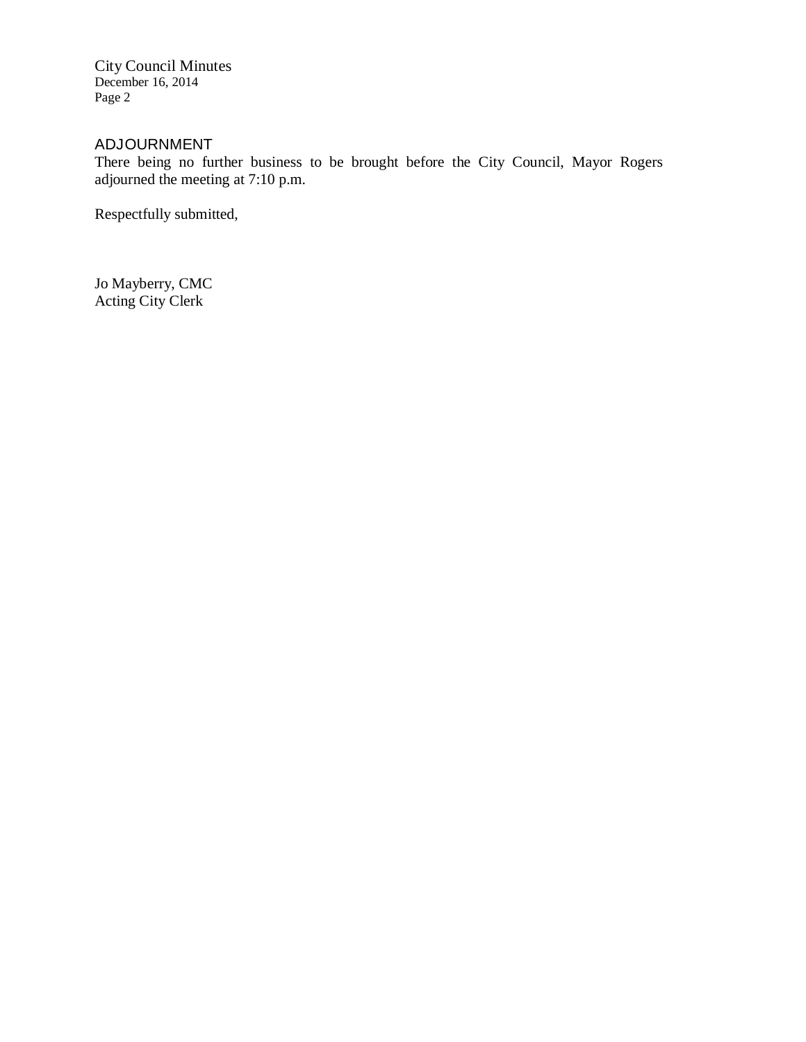## ADJOURNMENT

There being no further business to be brought before the City Council, Mayor Rogers adjourned the meeting at 7:10 p.m.

Respectfully submitted,

Jo Mayberry, CMC
Acting City Clerk